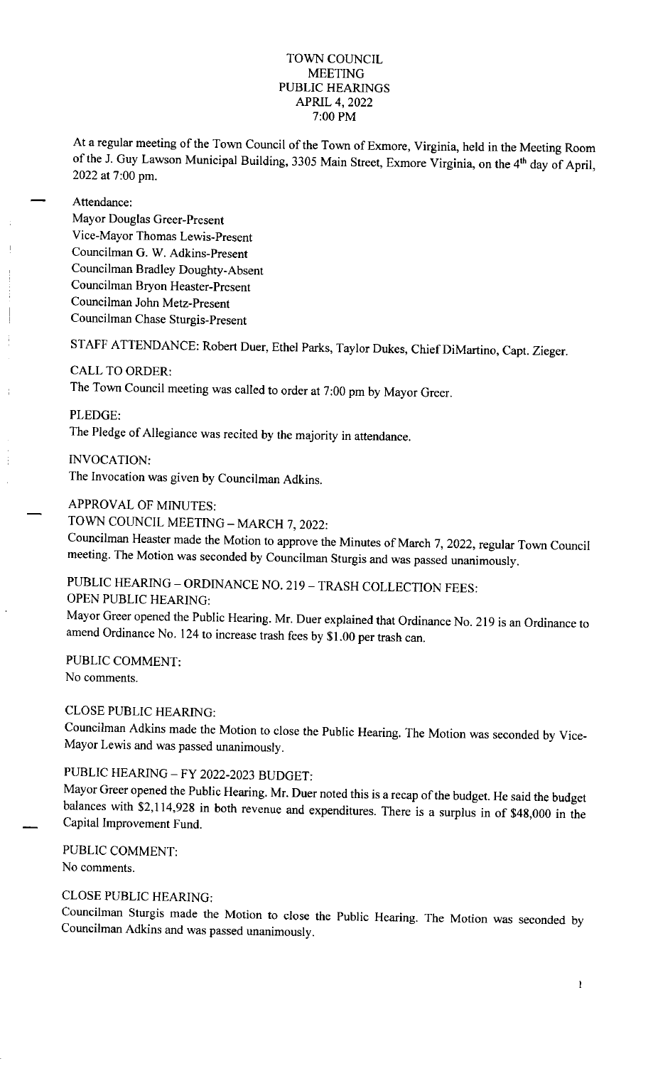# TOWN COUNCIL MEETING PUBLIC HEARINGS APRIL 4, 2022 7:00 PM

At a regular meeting of the Town Council of the Town of Exmore, Virginia, held in the Meeting Room of the J. Guy Lawson Municipal Building, 3305 Main Street, Exmore Virginia, on the 4th day of April, 2022 at 7:00 pm.

Attendance:
Mayor Douglas Greer-Present
Vice-Mayor Thomas Lewis-Present
Councilman G. W. Adkins-Present
Councilman Bradley Doughty-Absent
Councilman Bryon Heaster-Present
Councilman John Metz-Present
Councilman Chase Sturgis-Present

STAFF ATTENDANCE: Robert Duer, Ethel Parks, Taylor Dukes, Chief DiMartino, Capt. Zieger.

CALL TO ORDER:
The Town Council meeting was called to order at 7:00 pm by Mayor Greer.

PLEDGE:
The Pledge of Allegiance was recited by the majority in attendance.

INVOCATION:
The Invocation was given by Councilman Adkins.

APPROVAL OF MINUTES:
TOWN COUNCIL MEETING – MARCH 7, 2022:
Councilman Heaster made the Motion to approve the Minutes of March 7, 2022, regular Town Council meeting. The Motion was seconded by Councilman Sturgis and was passed unanimously.

PUBLIC HEARING – ORDINANCE NO. 219 – TRASH COLLECTION FEES:
OPEN PUBLIC HEARING:
Mayor Greer opened the Public Hearing. Mr. Duer explained that Ordinance No. 219 is an Ordinance to amend Ordinance No. 124 to increase trash fees by $1.00 per trash can.

PUBLIC COMMENT:
No comments.

CLOSE PUBLIC HEARING:
Councilman Adkins made the Motion to close the Public Hearing. The Motion was seconded by Vice-Mayor Lewis and was passed unanimously.

PUBLIC HEARING – FY 2022-2023 BUDGET:
Mayor Greer opened the Public Hearing. Mr. Duer noted this is a recap of the budget. He said the budget balances with $2,114,928 in both revenue and expenditures. There is a surplus in of $48,000 in the Capital Improvement Fund.

PUBLIC COMMENT:
No comments.

CLOSE PUBLIC HEARING:
Councilman Sturgis made the Motion to close the Public Hearing. The Motion was seconded by Councilman Adkins and was passed unanimously.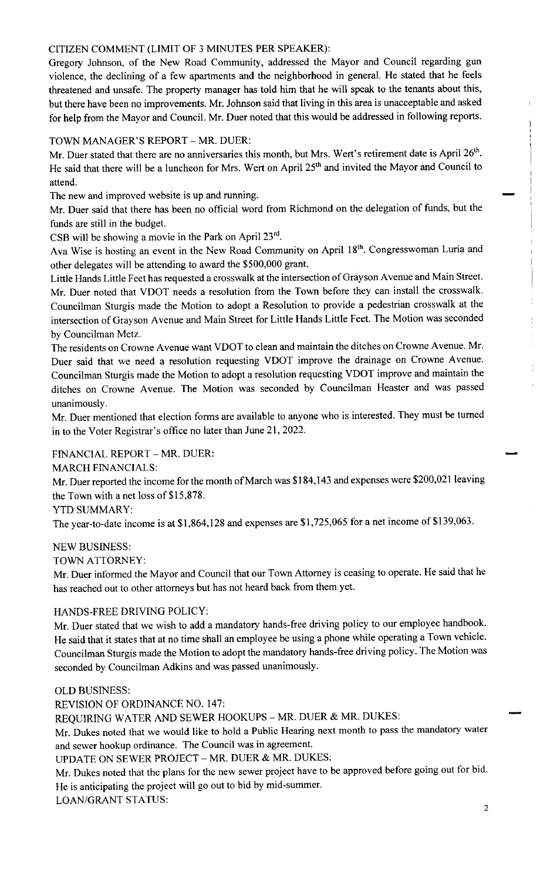CITIZEN COMMENT (LIMIT OF 3 MINUTES PER SPEAKER):

Gregory Johnson, of the New Road Community, addressed the Mayor and Council regarding gun violence, the declining of a few apartments and the neighborhood in general. He stated that he feels threatened and unsafe. The property manager has told him that he will speak to the tenants about this, but there have been no improvements. Mr. Johnson said that living in this area is unacceptable and asked for help from the Mayor and Council. Mr. Duer noted that this would be addressed in following reports.

TOWN MANAGER'S REPORT – MR. DUER:

Mr. Duer stated that there are no anniversaries this month, but Mrs. Wert's retirement date is April 26th. He said that there will be a luncheon for Mrs. Wert on April 25th and invited the Mayor and Council to attend.

The new and improved website is up and running.

Mr. Duer said that there has been no official word from Richmond on the delegation of funds, but the funds are still in the budget.

CSB will be showing a movie in the Park on April 23rd.

Ava Wise is hosting an event in the New Road Community on April 18th. Congresswoman Luria and other delegates will be attending to award the $500,000 grant.

Little Hands Little Feet has requested a crosswalk at the intersection of Grayson Avenue and Main Street. Mr. Duer noted that VDOT needs a resolution from the Town before they can install the crosswalk. Councilman Sturgis made the Motion to adopt a Resolution to provide a pedestrian crosswalk at the intersection of Grayson Avenue and Main Street for Little Hands Little Feet. The Motion was seconded by Councilman Metz.

The residents on Crowne Avenue want VDOT to clean and maintain the ditches on Crowne Avenue. Mr. Duer said that we need a resolution requesting VDOT improve the drainage on Crowne Avenue. Councilman Sturgis made the Motion to adopt a resolution requesting VDOT improve and maintain the ditches on Crowne Avenue. The Motion was seconded by Councilman Heaster and was passed unanimously.

Mr. Duer mentioned that election forms are available to anyone who is interested. They must be turned in to the Voter Registrar's office no later than June 21, 2022.

FINANCIAL REPORT – MR. DUER:

MARCH FINANCIALS:

Mr. Duer reported the income for the month of March was $184,143 and expenses were $200,021 leaving the Town with a net loss of $15,878.

YTD SUMMARY:

The year-to-date income is at $1,864,128 and expenses are $1,725,065 for a net income of $139,063.

NEW BUSINESS:

TOWN ATTORNEY:

Mr. Duer informed the Mayor and Council that our Town Attorney is ceasing to operate. He said that he has reached out to other attorneys but has not heard back from them yet.

HANDS-FREE DRIVING POLICY:

Mr. Duer stated that we wish to add a mandatory hands-free driving policy to our employee handbook. He said that it states that at no time shall an employee be using a phone while operating a Town vehicle. Councilman Sturgis made the Motion to adopt the mandatory hands-free driving policy. The Motion was seconded by Councilman Adkins and was passed unanimously.

OLD BUSINESS:

REVISION OF ORDINANCE NO. 147:

REQUIRING WATER AND SEWER HOOKUPS – MR. DUER & MR. DUKES:

Mr. Dukes noted that we would like to hold a Public Hearing next month to pass the mandatory water and sewer hookup ordinance. The Council was in agreement.

UPDATE ON SEWER PROJECT – MR. DUER & MR. DUKES:

Mr. Dukes noted that the plans for the new sewer project have to be approved before going out for bid. He is anticipating the project will go out to bid by mid-summer.

LOAN/GRANT STATUS: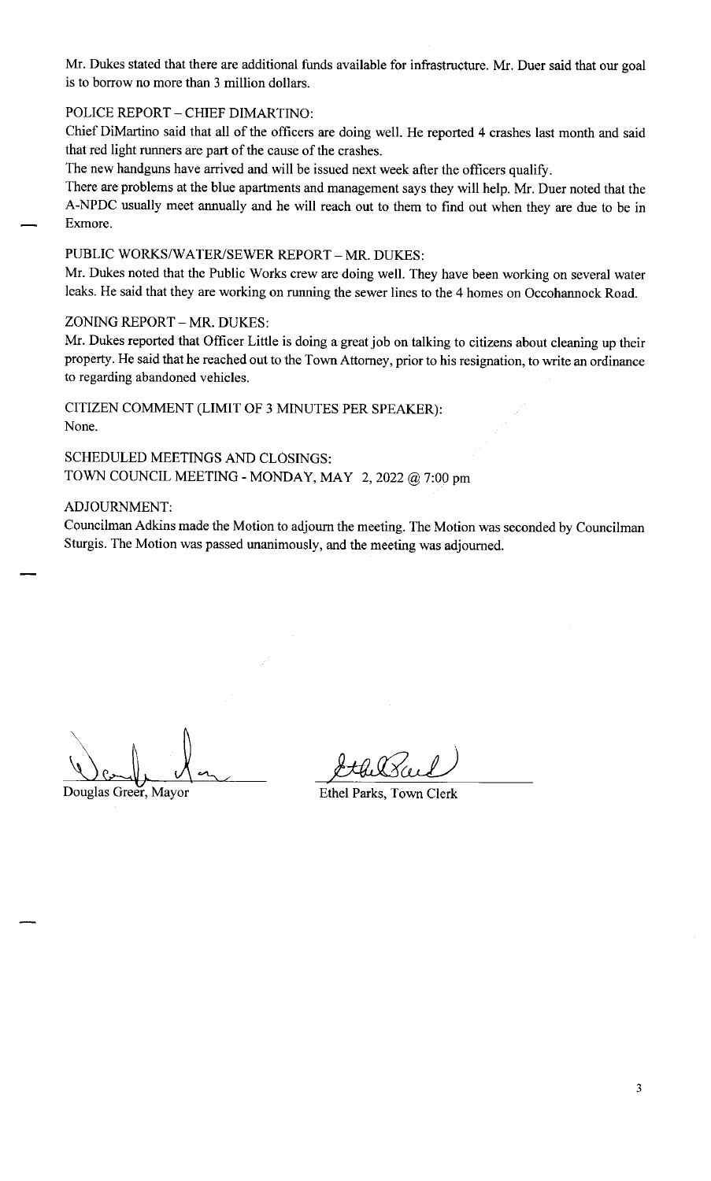Mr. Dukes stated that there are additional funds available for infrastructure. Mr. Duer said that our goal is to borrow no more than 3 million dollars.

POLICE REPORT – CHIEF DIMARTINO:
Chief DiMartino said that all of the officers are doing well. He reported 4 crashes last month and said that red light runners are part of the cause of the crashes.
The new handguns have arrived and will be issued next week after the officers qualify.
There are problems at the blue apartments and management says they will help. Mr. Duer noted that the A-NPDC usually meet annually and he will reach out to them to find out when they are due to be in Exmore.

PUBLIC WORKS/WATER/SEWER REPORT – MR. DUKES:
Mr. Dukes noted that the Public Works crew are doing well. They have been working on several water leaks. He said that they are working on running the sewer lines to the 4 homes on Occohannock Road.

ZONING REPORT – MR. DUKES:
Mr. Dukes reported that Officer Little is doing a great job on talking to citizens about cleaning up their property. He said that he reached out to the Town Attorney, prior to his resignation, to write an ordinance to regarding abandoned vehicles.

CITIZEN COMMENT (LIMIT OF 3 MINUTES PER SPEAKER):
None.

SCHEDULED MEETINGS AND CLOSINGS:
TOWN COUNCIL MEETING - MONDAY, MAY 2, 2022 @ 7:00 pm

ADJOURNMENT:
Councilman Adkins made the Motion to adjourn the meeting. The Motion was seconded by Councilman Sturgis. The Motion was passed unanimously, and the meeting was adjourned.

Douglas Greer, Mayor

Ethel Parks, Town Clerk